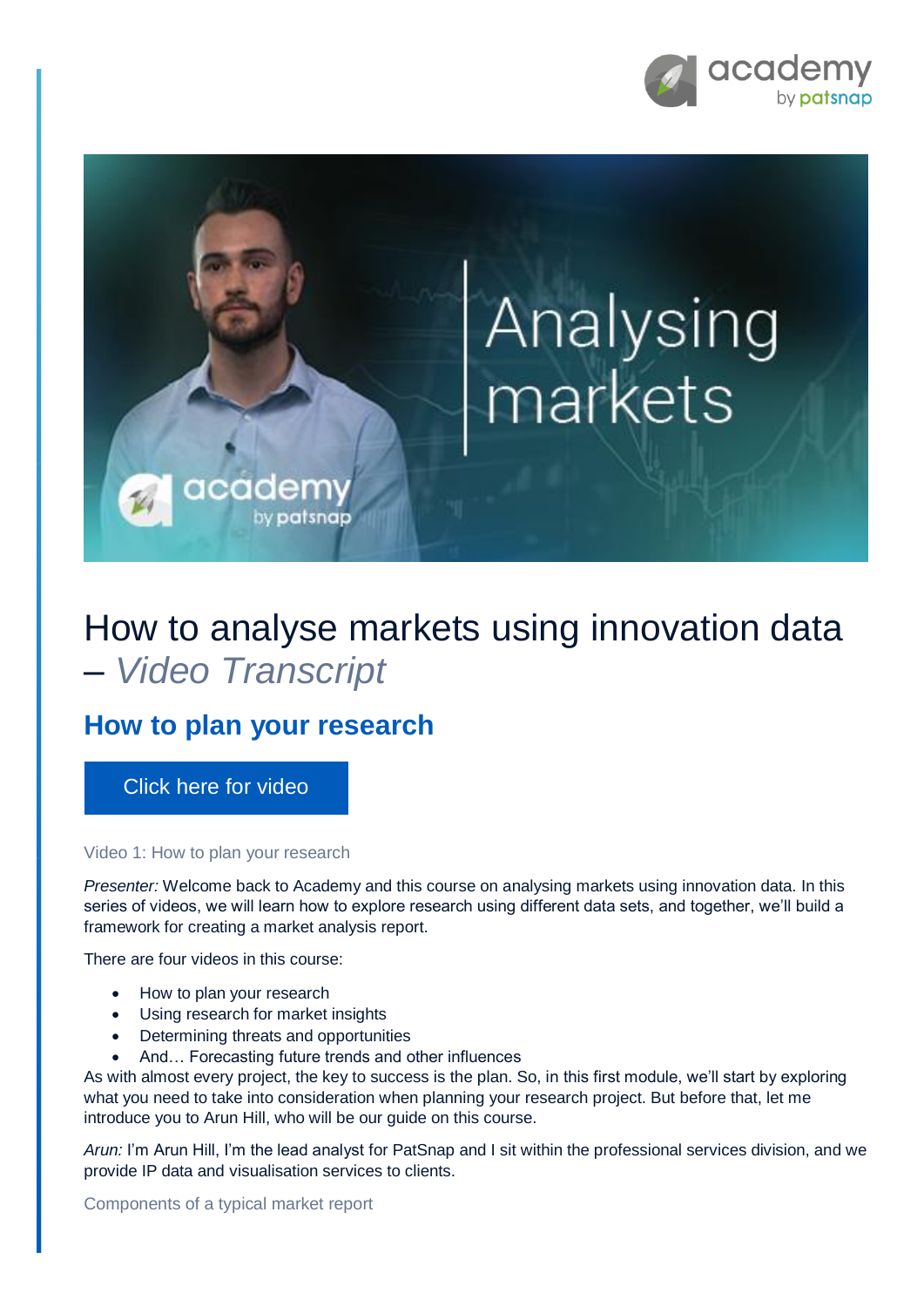# How to analyse markets using innovation data – *Video Transcript*

## How to plan your research

Click here for video

Video 1: How to plan your research

*Presenter:* Welcome back to Academy and this course on analysing markets using innovation data. In this series of videos, we will learn how to explore research using different data sets, and together, we'll build a framework for creating a market analysis report.

There are four videos in this course:

- How to plan your research
- Using research for market insights
- Determining threats and opportunities
- And… Forecasting future trends and other influences

As with almost every project, the key to success is the plan. So, in this first module, we'll start by exploring what you need to take into consideration when planning your research project. But before that, let me introduce you to Arun Hill, who will be our guide on this course.

*Arun:* I'm Arun Hill, I'm the lead analyst for PatSnap and I sit within the professional services division, and we provide IP data and visualisation services to clients.

Components of a typical market report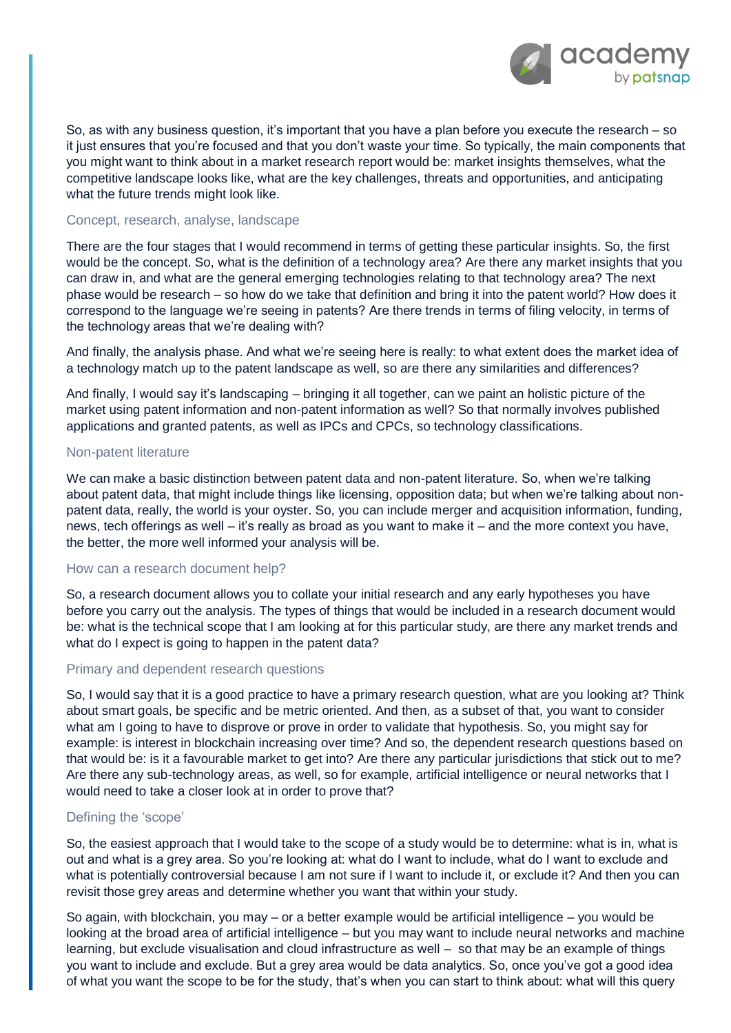So, as with any business question, it's important that you have a plan before you execute the research – so it just ensures that you're focused and that you don't waste your time. So typically, the main components that you might want to think about in a market research report would be: market insights themselves, what the competitive landscape looks like, what are the key challenges, threats and opportunities, and anticipating what the future trends might look like.

### Concept, research, analyse, landscape

There are the four stages that I would recommend in terms of getting these particular insights. So, the first would be the concept. So, what is the definition of a technology area? Are there any market insights that you can draw in, and what are the general emerging technologies relating to that technology area? The next phase would be research – so how do we take that definition and bring it into the patent world? How does it correspond to the language we're seeing in patents? Are there trends in terms of filing velocity, in terms of the technology areas that we're dealing with?

And finally, the analysis phase. And what we're seeing here is really: to what extent does the market idea of a technology match up to the patent landscape as well, so are there any similarities and differences?

And finally, I would say it's landscaping – bringing it all together, can we paint an holistic picture of the market using patent information and non-patent information as well? So that normally involves published applications and granted patents, as well as IPCs and CPCs, so technology classifications.

### Non-patent literature

We can make a basic distinction between patent data and non-patent literature. So, when we're talking about patent data, that might include things like licensing, opposition data; but when we're talking about non-patent data, really, the world is your oyster. So, you can include merger and acquisition information, funding, news, tech offerings as well – it's really as broad as you want to make it – and the more context you have, the better, the more well informed your analysis will be.

### How can a research document help?

So, a research document allows you to collate your initial research and any early hypotheses you have before you carry out the analysis. The types of things that would be included in a research document would be: what is the technical scope that I am looking at for this particular study, are there any market trends and what do I expect is going to happen in the patent data?

### Primary and dependent research questions

So, I would say that it is a good practice to have a primary research question, what are you looking at? Think about smart goals, be specific and be metric oriented. And then, as a subset of that, you want to consider what am I going to have to disprove or prove in order to validate that hypothesis. So, you might say for example: is interest in blockchain increasing over time? And so, the dependent research questions based on that would be: is it a favourable market to get into? Are there any particular jurisdictions that stick out to me? Are there any sub-technology areas, as well, so for example, artificial intelligence or neural networks that I would need to take a closer look at in order to prove that?

### Defining the 'scope'

So, the easiest approach that I would take to the scope of a study would be to determine: what is in, what is out and what is a grey area. So you're looking at: what do I want to include, what do I want to exclude and what is potentially controversial because I am not sure if I want to include it, or exclude it? And then you can revisit those grey areas and determine whether you want that within your study.

So again, with blockchain, you may – or a better example would be artificial intelligence – you would be looking at the broad area of artificial intelligence – but you may want to include neural networks and machine learning, but exclude visualisation and cloud infrastructure as well – so that may be an example of things you want to include and exclude. But a grey area would be data analytics. So, once you've got a good idea of what you want the scope to be for the study, that's when you can start to think about: what will this query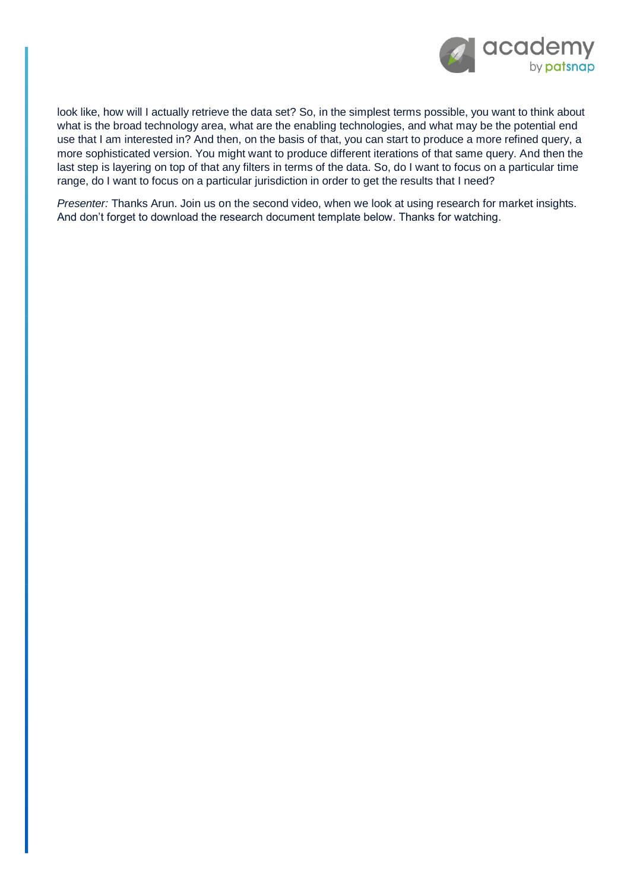look like, how will I actually retrieve the data set? So, in the simplest terms possible, you want to think about what is the broad technology area, what are the enabling technologies, and what may be the potential end use that I am interested in? And then, on the basis of that, you can start to produce a more refined query, a more sophisticated version. You might want to produce different iterations of that same query. And then the last step is layering on top of that any filters in terms of the data. So, do I want to focus on a particular time range, do I want to focus on a particular jurisdiction in order to get the results that I need?

*Presenter:* Thanks Arun. Join us on the second video, when we look at using research for market insights. And don't forget to download the research document template below. Thanks for watching.